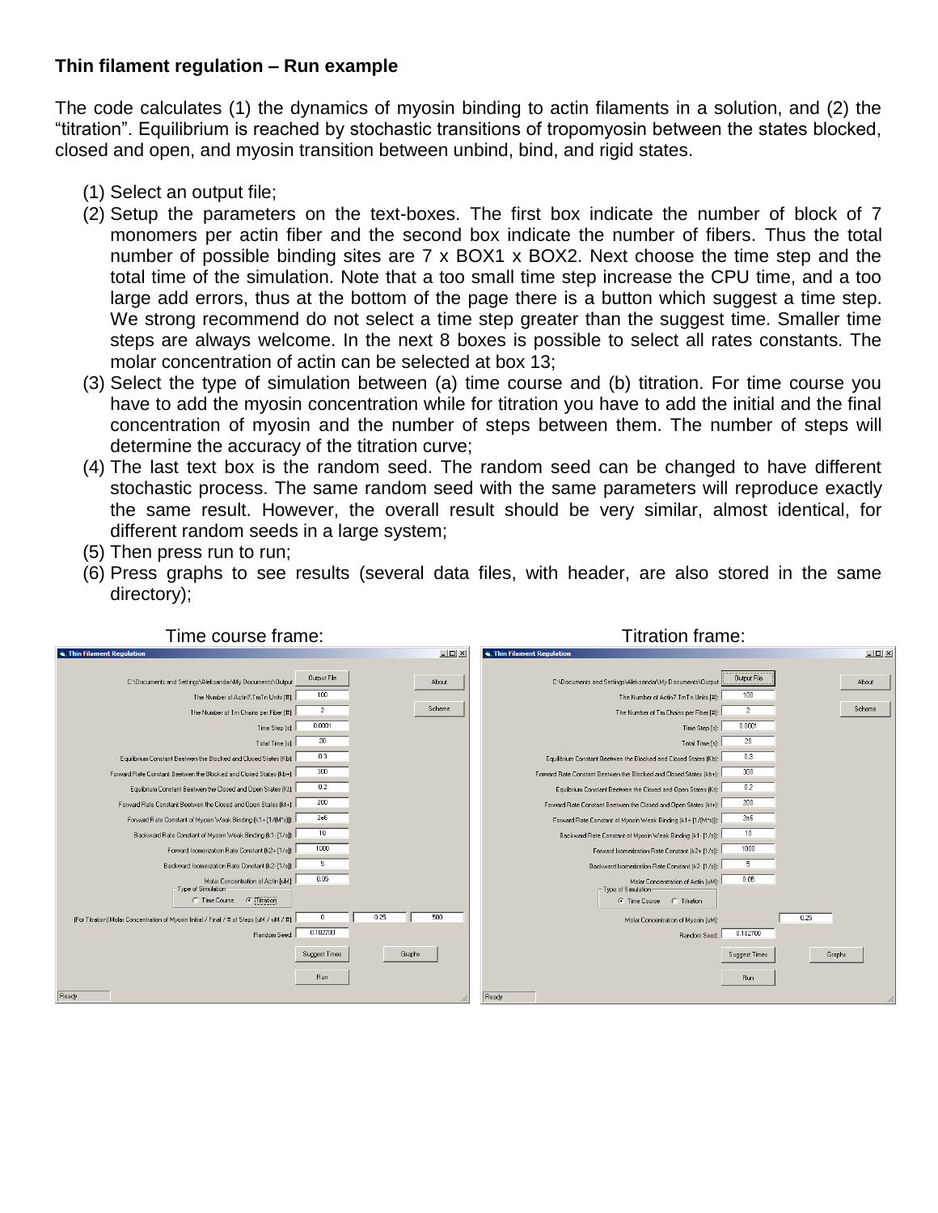**Thin filament regulation – Run example**

The code calculates (1) the dynamics of myosin binding to actin filaments in a solution, and (2) the "titration". Equilibrium is reached by stochastic transitions of tropomyosin between the states blocked, closed and open, and myosin transition between unbind, bind, and rigid states.

(1) Select an output file;

(2) Setup the parameters on the text-boxes. The first box indicate the number of block of 7 monomers per actin fiber and the second box indicate the number of fibers. Thus the total number of possible binding sites are 7 x BOX1 x BOX2. Next choose the time step and the total time of the simulation. Note that a too small time step increase the CPU time, and a too large add errors, thus at the bottom of the page there is a button which suggest a time step. We strong recommend do not select a time step greater than the suggest time. Smaller time steps are always welcome. In the next 8 boxes is possible to select all rates constants. The molar concentration of actin can be selected at box 13;

(3) Select the type of simulation between (a) time course and (b) titration. For time course you have to add the myosin concentration while for titration you have to add the initial and the final concentration of myosin and the number of steps between them. The number of steps will determine the accuracy of the titration curve;

(4) The last text box is the random seed. The random seed can be changed to have different stochastic process. The same random seed with the same parameters will reproduce exactly the same result. However, the overall result should be very similar, almost identical, for different random seeds in a large system;

(5) Then press run to run;

(6) Press graphs to see results (several data files, with header, are also stored in the same directory);

Time course frame:

Titration frame: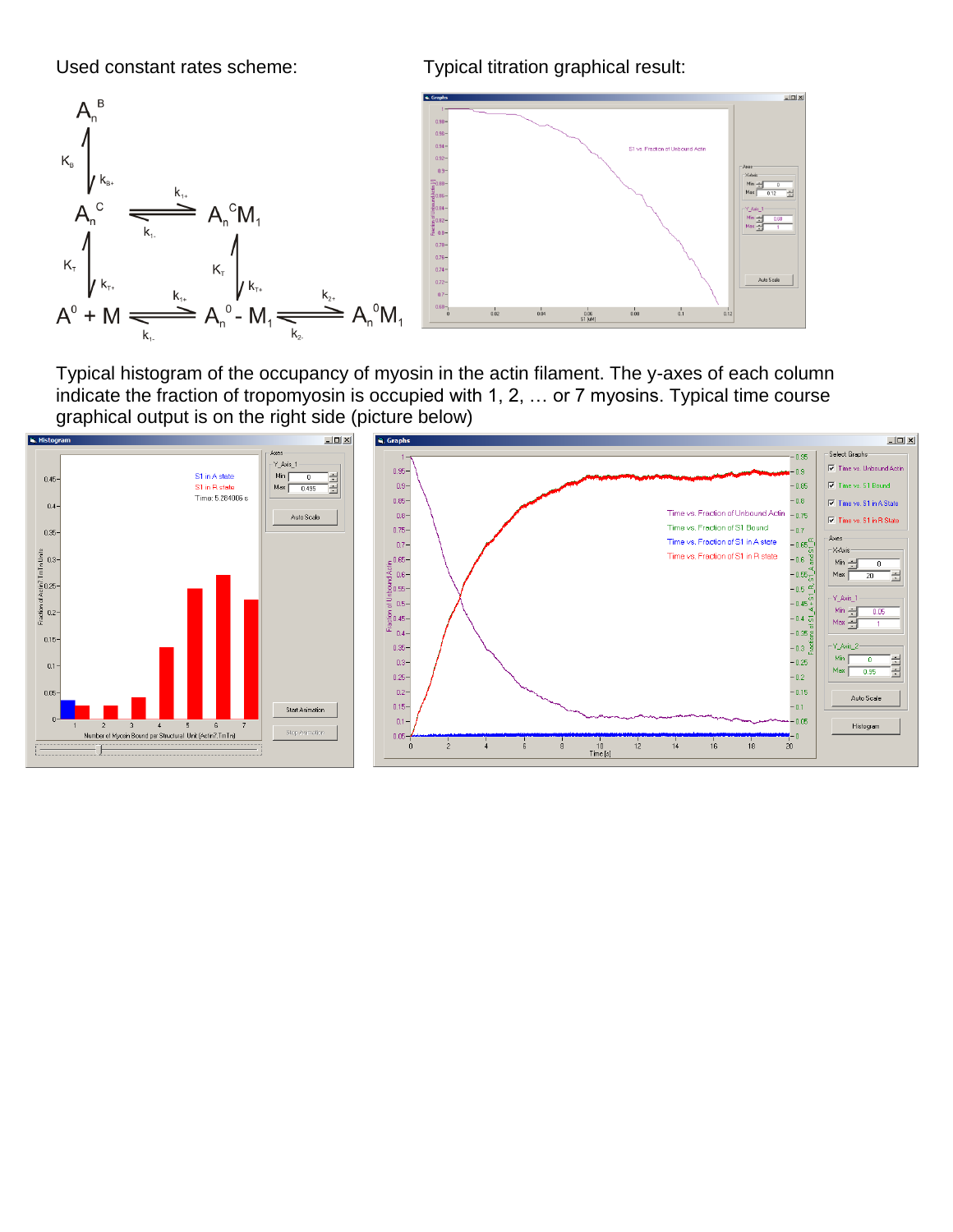Used constant rates scheme:

$$A_n^B$$

$K_B$, $k_{B+}$

$$A_n^C \rightleftharpoons A_n^C M_1 \quad (k_{1+},\ k_{1-})$$

$K_T$, $k_{T+}$ &nbsp;&nbsp;&nbsp; $K_T$, $k_{T+}$

$$A^0 + M \rightleftharpoons A_n^0 - M_1 \rightleftharpoons A_n^0 M_1$$

$k_{1+}$, $k_{1-}$, $k_{2+}$, $k_{2-}$

Typical titration graphical result:

S1 vs. Fraction of Unbound Actin

S1 [uM]

Fraction of Unbound Actin [/]

Typical histogram of the occupancy of myosin in the actin filament. The y-axes of each column indicate the fraction of tropomyosin is occupied with 1, 2, … or 7 myosins. Typical time course graphical output is on the right side (picture below)

Histogram

S1 in A state
S1 in R state
Time: 5.284006 s

Number of Myosin Bound per Structural Unit (Actin7.TmTn)

Fraction of Actin7.TmTn Units

Start Animation
Stop Animation
Auto Scale

Graphs

Time vs. Fraction of Unbound Actin
Time vs. Fraction of S1 Bound
Time vs. Fraction of S1 in A state
Time vs. Fraction of S1 in R state

Time [s]

Fraction of Unbound Actin

Fractions of S1_A + S1_R, S1_A and S1_R

Select Graphs
Time vs. Unbound Actin
Time vs. S1 Bound
Time vs. S1 in A State
Time vs. S1 in R State

Auto Scale
Histogram